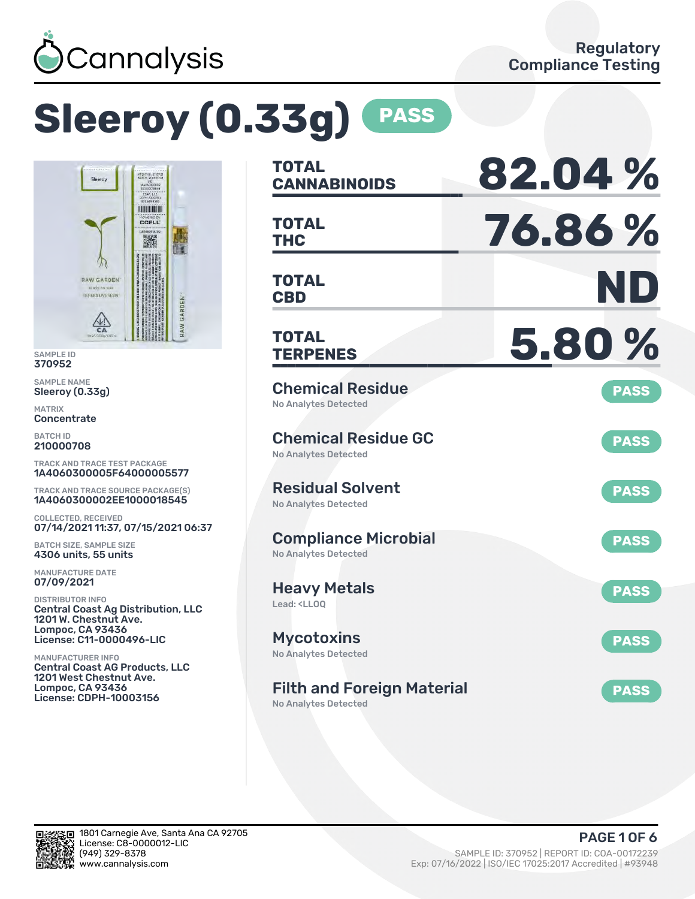Cannalysis

Regulatory Compliance Testing

# Sleeroy (0.33g) PASS

SAMPLE ID
370952

SAMPLE NAME
Sleeroy (0.33g)

MATRIX
Concentrate

BATCH ID
210000708

TRACK AND TRACE TEST PACKAGE
1A4060300005F64000005577

TRACK AND TRACE SOURCE PACKAGE(S)
1A4060300002EE1000018545

COLLECTED, RECEIVED
07/14/2021 11:37, 07/15/2021 06:37

BATCH SIZE, SAMPLE SIZE
4306 units, 55 units

MANUFACTURE DATE
07/09/2021

DISTRIBUTOR INFO
Central Coast Ag Distribution, LLC
1201 W. Chestnut Ave.
Lompoc, CA 93436
License: C11-0000496-LIC

MANUFACTURER INFO
Central Coast AG Products, LLC
1201 West Chestnut Ave.
Lompoc, CA 93436
License: CDPH-10003156

| | |
|---|---|
| **TOTAL CANNABINOIDS** | **82.04 %** |
| **TOTAL THC** | **76.86 %** |
| **TOTAL CBD** | **ND** |
| **TOTAL TERPENES** | **5.80 %** |

| Test | Result | Status |
|---|---|---|
| Chemical Residue | No Analytes Detected | PASS |
| Chemical Residue GC | No Analytes Detected | PASS |
| Residual Solvent | No Analytes Detected | PASS |
| Compliance Microbial | No Analytes Detected | PASS |
| Heavy Metals | Lead: <LLOQ | PASS |
| Mycotoxins | No Analytes Detected | PASS |
| Filth and Foreign Material | No Analytes Detected | PASS |

1801 Carnegie Ave, Santa Ana CA 92705
License: C8-0000012-LIC
(949) 329-8378
www.cannalysis.com

SAMPLE ID: 370952 | REPORT ID: COA-00172239
Exp: 07/16/2022 | ISO/IEC 17025:2017 Accredited | #93948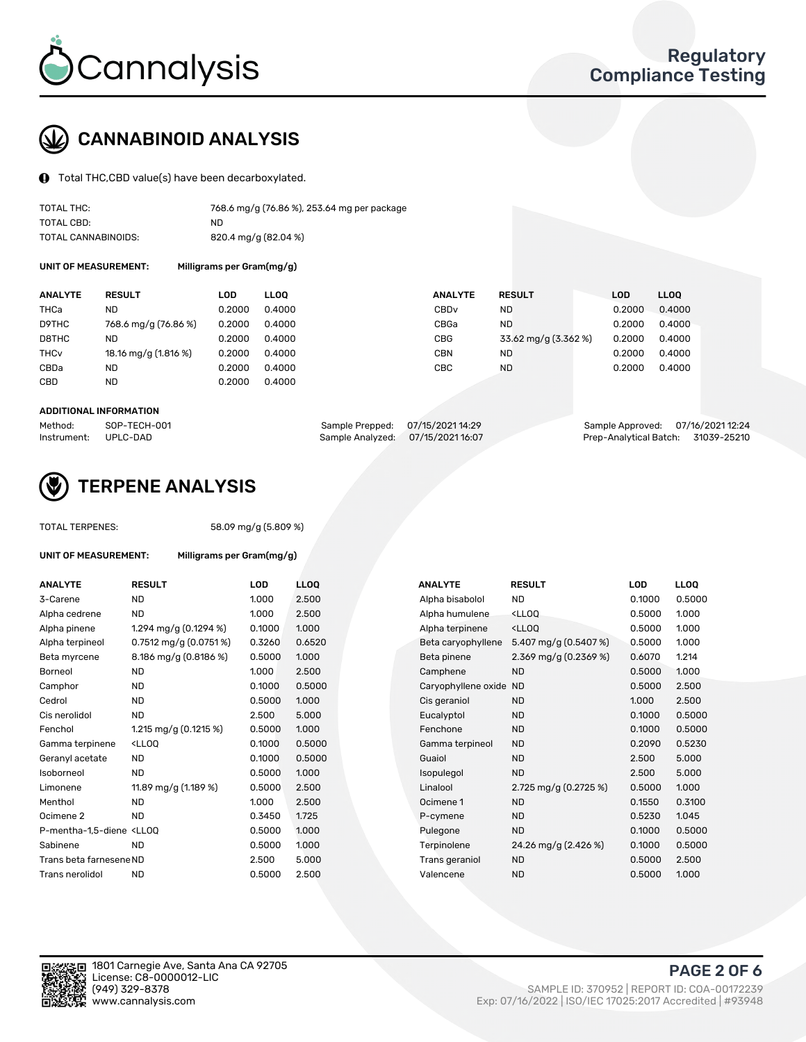Cannalysis

Regulatory Compliance Testing

## CANNABINOID ANALYSIS

Total THC,CBD value(s) have been decarboxylated.

| | |
|---|---|
| TOTAL THC: | 768.6 mg/g (76.86 %), 253.64 mg per package |
| TOTAL CBD: | ND |
| TOTAL CANNABINOIDS: | 820.4 mg/g (82.04 %) |

**UNIT OF MEASUREMENT:** Milligrams per Gram(mg/g)

| ANALYTE | RESULT | LOD | LLOQ | ANALYTE | RESULT | LOD | LLOQ |
|---|---|---|---|---|---|---|---|
| THCa | ND | 0.2000 | 0.4000 | CBDv | ND | 0.2000 | 0.4000 |
| D9THC | 768.6 mg/g (76.86 %) | 0.2000 | 0.4000 | CBGa | ND | 0.2000 | 0.4000 |
| D8THC | ND | 0.2000 | 0.4000 | CBG | 33.62 mg/g (3.362 %) | 0.2000 | 0.4000 |
| THCv | 18.16 mg/g (1.816 %) | 0.2000 | 0.4000 | CBN | ND | 0.2000 | 0.4000 |
| CBDa | ND | 0.2000 | 0.4000 | CBC | ND | 0.2000 | 0.4000 |
| CBD | ND | 0.2000 | 0.4000 | | | | |

**ADDITIONAL INFORMATION**

| | | | | | |
|---|---|---|---|---|---|
| Method: | SOP-TECH-001 | Sample Prepped: | 07/15/2021 14:29 | Sample Approved: | 07/16/2021 12:24 |
| Instrument: | UPLC-DAD | Sample Analyzed: | 07/15/2021 16:07 | Prep-Analytical Batch: | 31039-25210 |

## TERPENE ANALYSIS

TOTAL TERPENES: 58.09 mg/g (5.809 %)

**UNIT OF MEASUREMENT:** Milligrams per Gram(mg/g)

| ANALYTE | RESULT | LOD | LLOQ | ANALYTE | RESULT | LOD | LLOQ |
|---|---|---|---|---|---|---|---|
| 3-Carene | ND | 1.000 | 2.500 | Alpha bisabolol | ND | 0.1000 | 0.5000 |
| Alpha cedrene | ND | 1.000 | 2.500 | Alpha humulene | <LLOQ | 0.5000 | 1.000 |
| Alpha pinene | 1.294 mg/g (0.1294 %) | 0.1000 | 1.000 | Alpha terpinene | <LLOQ | 0.5000 | 1.000 |
| Alpha terpineol | 0.7512 mg/g (0.0751 %) | 0.3260 | 0.6520 | Beta caryophyllene | 5.407 mg/g (0.5407 %) | 0.5000 | 1.000 |
| Beta myrcene | 8.186 mg/g (0.8186 %) | 0.5000 | 1.000 | Beta pinene | 2.369 mg/g (0.2369 %) | 0.6070 | 1.214 |
| Borneol | ND | 1.000 | 2.500 | Camphene | ND | 0.5000 | 1.000 |
| Camphor | ND | 0.1000 | 0.5000 | Caryophyllene oxide | ND | 0.5000 | 2.500 |
| Cedrol | ND | 0.5000 | 1.000 | Cis geraniol | ND | 1.000 | 2.500 |
| Cis nerolidol | ND | 2.500 | 5.000 | Eucalyptol | ND | 0.1000 | 0.5000 |
| Fenchol | 1.215 mg/g (0.1215 %) | 0.5000 | 1.000 | Fenchone | ND | 0.1000 | 0.5000 |
| Gamma terpinene | <LLOQ | 0.1000 | 0.5000 | Gamma terpineol | ND | 0.2090 | 0.5230 |
| Geranyl acetate | ND | 0.1000 | 0.5000 | Guaiol | ND | 2.500 | 5.000 |
| Isoborneol | ND | 0.5000 | 1.000 | Isopulegol | ND | 2.500 | 5.000 |
| Limonene | 11.89 mg/g (1.189 %) | 0.5000 | 2.500 | Linalool | 2.725 mg/g (0.2725 %) | 0.5000 | 1.000 |
| Menthol | ND | 1.000 | 2.500 | Ocimene 1 | ND | 0.1550 | 0.3100 |
| Ocimene 2 | ND | 0.3450 | 1.725 | P-cymene | ND | 0.5230 | 1.045 |
| P-mentha-1,5-diene | <LLOQ | 0.5000 | 1.000 | Pulegone | ND | 0.1000 | 0.5000 |
| Sabinene | ND | 0.5000 | 1.000 | Terpinolene | 24.26 mg/g (2.426 %) | 0.1000 | 0.5000 |
| Trans beta farnesene | ND | 2.500 | 5.000 | Trans geraniol | ND | 0.5000 | 2.500 |
| Trans nerolidol | ND | 0.5000 | 2.500 | Valencene | ND | 0.5000 | 1.000 |

1801 Carnegie Ave, Santa Ana CA 92705
License: C8-0000012-LIC
(949) 329-8378
www.cannalysis.com

SAMPLE ID: 370952 | REPORT ID: COA-00172239
Exp: 07/16/2022 | ISO/IEC 17025:2017 Accredited | #93948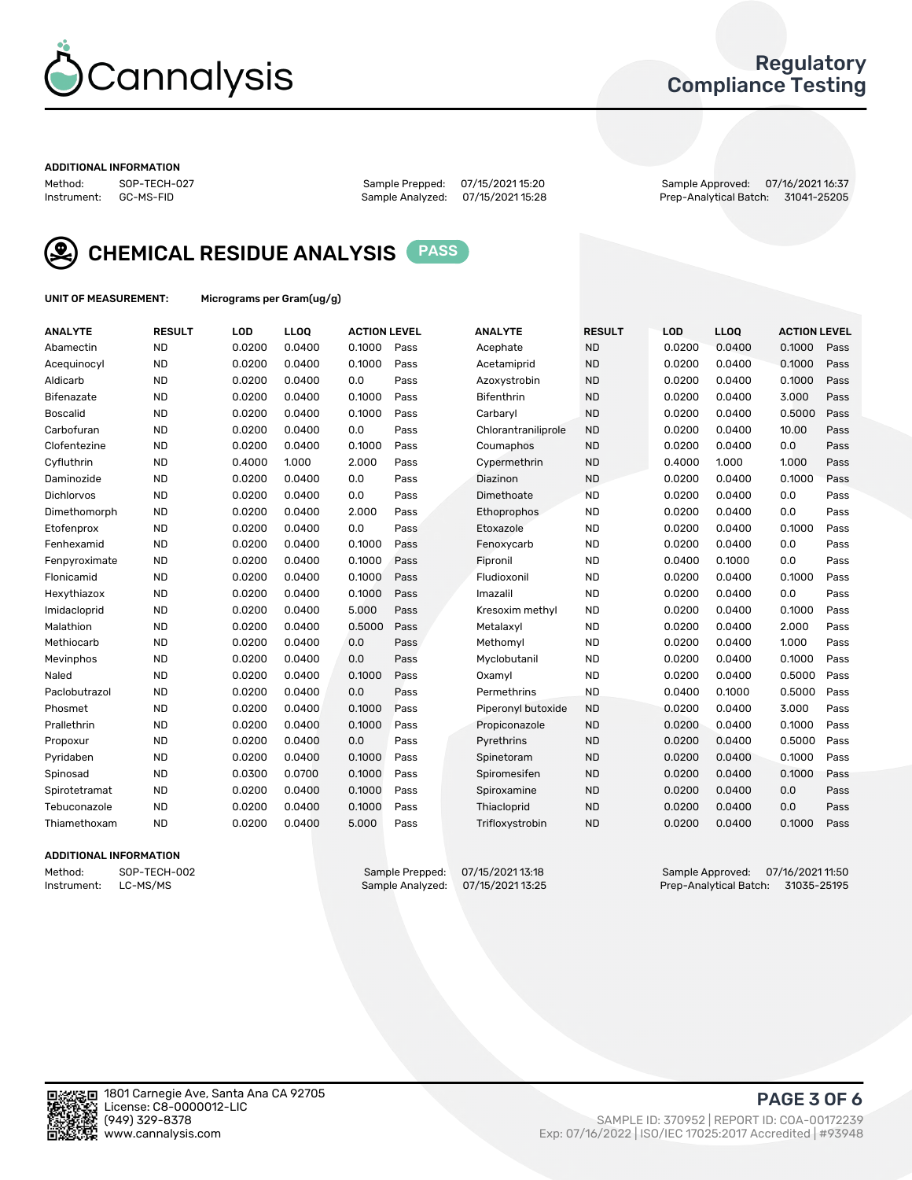Cannalysis

Regulatory Compliance Testing

ADDITIONAL INFORMATION

Method: SOP-TECH-027
Instrument: GC-MS-FID

Sample Prepped: 07/15/2021 15:20
Sample Analyzed: 07/15/2021 15:28

Sample Approved: 07/16/2021 16:37
Prep-Analytical Batch: 31041-25205

## CHEMICAL RESIDUE ANALYSIS PASS

UNIT OF MEASUREMENT: Micrograms per Gram(ug/g)

| ANALYTE | RESULT | LOD | LLOQ | ACTION LEVEL | | ANALYTE | RESULT | LOD | LLOQ | ACTION LEVEL | |
|---|---|---|---|---|---|---|---|---|---|---|---|
| Abamectin | ND | 0.0200 | 0.0400 | 0.1000 | Pass | Acephate | ND | 0.0200 | 0.0400 | 0.1000 | Pass |
| Acequinocyl | ND | 0.0200 | 0.0400 | 0.1000 | Pass | Acetamiprid | ND | 0.0200 | 0.0400 | 0.1000 | Pass |
| Aldicarb | ND | 0.0200 | 0.0400 | 0.0 | Pass | Azoxystrobin | ND | 0.0200 | 0.0400 | 0.1000 | Pass |
| Bifenazate | ND | 0.0200 | 0.0400 | 0.1000 | Pass | Bifenthrin | ND | 0.0200 | 0.0400 | 3.000 | Pass |
| Boscalid | ND | 0.0200 | 0.0400 | 0.1000 | Pass | Carbaryl | ND | 0.0200 | 0.0400 | 0.5000 | Pass |
| Carbofuran | ND | 0.0200 | 0.0400 | 0.0 | Pass | Chlorantraniliprole | ND | 0.0200 | 0.0400 | 10.00 | Pass |
| Clofentezine | ND | 0.0200 | 0.0400 | 0.1000 | Pass | Coumaphos | ND | 0.0200 | 0.0400 | 0.0 | Pass |
| Cyfluthrin | ND | 0.4000 | 1.000 | 2.000 | Pass | Cypermethrin | ND | 0.4000 | 1.000 | 1.000 | Pass |
| Daminozide | ND | 0.0200 | 0.0400 | 0.0 | Pass | Diazinon | ND | 0.0200 | 0.0400 | 0.1000 | Pass |
| Dichlorvos | ND | 0.0200 | 0.0400 | 0.0 | Pass | Dimethoate | ND | 0.0200 | 0.0400 | 0.0 | Pass |
| Dimethomorph | ND | 0.0200 | 0.0400 | 2.000 | Pass | Ethoprophos | ND | 0.0200 | 0.0400 | 0.0 | Pass |
| Etofenprox | ND | 0.0200 | 0.0400 | 0.0 | Pass | Etoxazole | ND | 0.0200 | 0.0400 | 0.1000 | Pass |
| Fenhexamid | ND | 0.0200 | 0.0400 | 0.1000 | Pass | Fenoxycarb | ND | 0.0200 | 0.0400 | 0.0 | Pass |
| Fenpyroximate | ND | 0.0200 | 0.0400 | 0.1000 | Pass | Fipronil | ND | 0.0400 | 0.1000 | 0.0 | Pass |
| Flonicamid | ND | 0.0200 | 0.0400 | 0.1000 | Pass | Fludioxonil | ND | 0.0200 | 0.0400 | 0.1000 | Pass |
| Hexythiazox | ND | 0.0200 | 0.0400 | 0.1000 | Pass | Imazalil | ND | 0.0200 | 0.0400 | 0.0 | Pass |
| Imidacloprid | ND | 0.0200 | 0.0400 | 5.000 | Pass | Kresoxim methyl | ND | 0.0200 | 0.0400 | 0.1000 | Pass |
| Malathion | ND | 0.0200 | 0.0400 | 0.5000 | Pass | Metalaxyl | ND | 0.0200 | 0.0400 | 2.000 | Pass |
| Methiocarb | ND | 0.0200 | 0.0400 | 0.0 | Pass | Methomyl | ND | 0.0200 | 0.0400 | 1.000 | Pass |
| Mevinphos | ND | 0.0200 | 0.0400 | 0.0 | Pass | Myclobutanil | ND | 0.0200 | 0.0400 | 0.1000 | Pass |
| Naled | ND | 0.0200 | 0.0400 | 0.1000 | Pass | Oxamyl | ND | 0.0200 | 0.0400 | 0.5000 | Pass |
| Paclobutrazol | ND | 0.0200 | 0.0400 | 0.0 | Pass | Permethrins | ND | 0.0400 | 0.1000 | 0.5000 | Pass |
| Phosmet | ND | 0.0200 | 0.0400 | 0.1000 | Pass | Piperonyl butoxide | ND | 0.0200 | 0.0400 | 3.000 | Pass |
| Prallethrin | ND | 0.0200 | 0.0400 | 0.1000 | Pass | Propiconazole | ND | 0.0200 | 0.0400 | 0.1000 | Pass |
| Propoxur | ND | 0.0200 | 0.0400 | 0.0 | Pass | Pyrethrins | ND | 0.0200 | 0.0400 | 0.5000 | Pass |
| Pyridaben | ND | 0.0200 | 0.0400 | 0.1000 | Pass | Spinetoram | ND | 0.0200 | 0.0400 | 0.1000 | Pass |
| Spinosad | ND | 0.0300 | 0.0700 | 0.1000 | Pass | Spiromesifen | ND | 0.0200 | 0.0400 | 0.1000 | Pass |
| Spirotetramat | ND | 0.0200 | 0.0400 | 0.1000 | Pass | Spiroxamine | ND | 0.0200 | 0.0400 | 0.0 | Pass |
| Tebuconazole | ND | 0.0200 | 0.0400 | 0.1000 | Pass | Thiacloprid | ND | 0.0200 | 0.0400 | 0.0 | Pass |
| Thiamethoxam | ND | 0.0200 | 0.0400 | 5.000 | Pass | Trifloxystrobin | ND | 0.0200 | 0.0400 | 0.1000 | Pass |

ADDITIONAL INFORMATION

Method: SOP-TECH-002
Instrument: LC-MS/MS

Sample Prepped: 07/15/2021 13:18
Sample Analyzed: 07/15/2021 13:25

Sample Approved: 07/16/2021 11:50
Prep-Analytical Batch: 31035-25195

1801 Carnegie Ave, Santa Ana CA 92705
License: C8-0000012-LIC
(949) 329-8378
www.cannalysis.com

SAMPLE ID: 370952 | REPORT ID: COA-00172239
Exp: 07/16/2022 | ISO/IEC 17025:2017 Accredited | #93948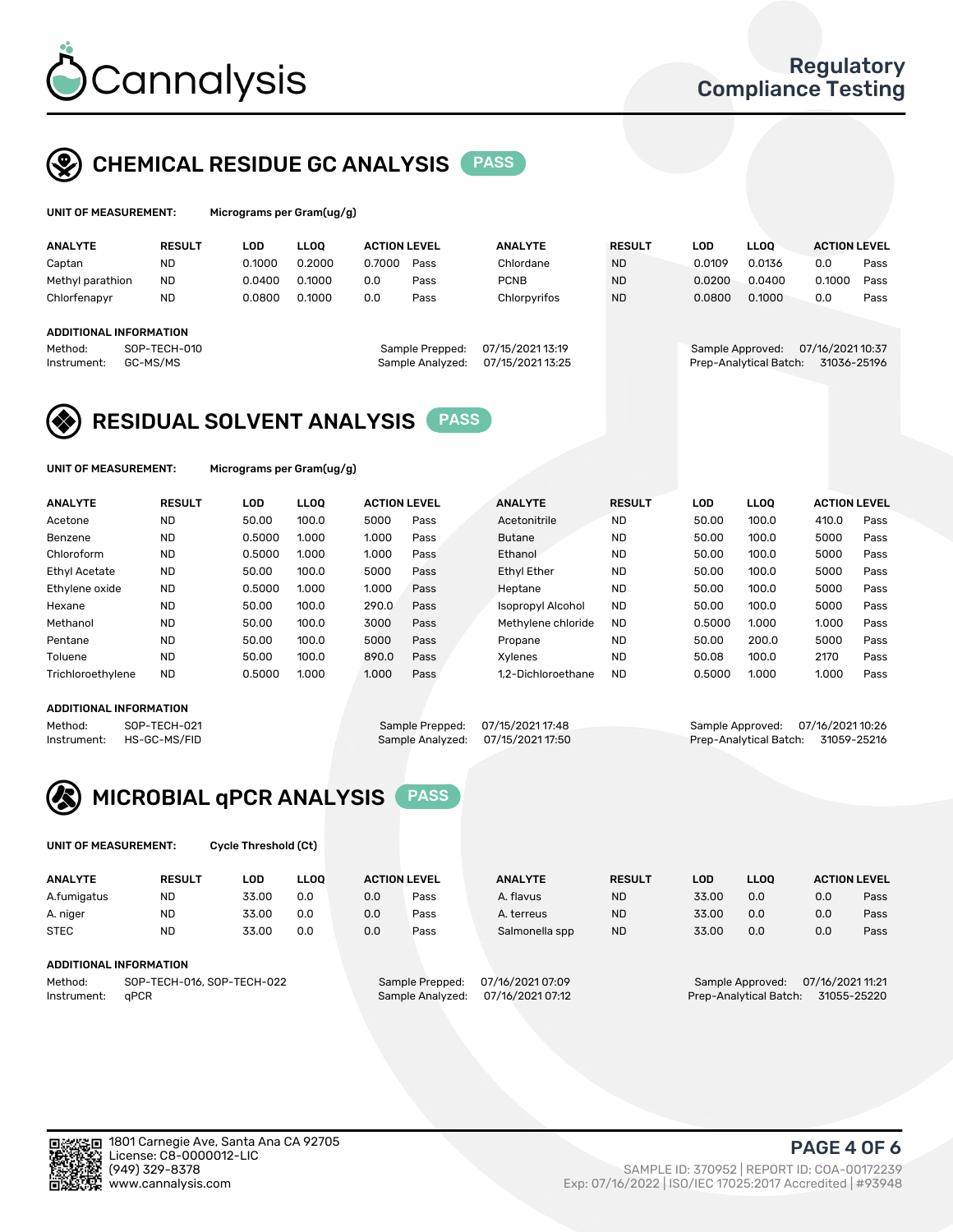# Cannalysis

Regulatory Compliance Testing

## CHEMICAL RESIDUE GC ANALYSIS PASS

**UNIT OF MEASUREMENT:** Micrograms per Gram(ug/g)

| ANALYTE | RESULT | LOD | LLOQ | ACTION LEVEL | | ANALYTE | RESULT | LOD | LLOQ | ACTION LEVEL | |
|---|---|---|---|---|---|---|---|---|---|---|---|
| Captan | ND | 0.1000 | 0.2000 | 0.7000 | Pass | Chlordane | ND | 0.0109 | 0.0136 | 0.0 | Pass |
| Methyl parathion | ND | 0.0400 | 0.1000 | 0.0 | Pass | PCNB | ND | 0.0200 | 0.0400 | 0.1000 | Pass |
| Chlorfenapyr | ND | 0.0800 | 0.1000 | 0.0 | Pass | Chlorpyrifos | ND | 0.0800 | 0.1000 | 0.0 | Pass |

**ADDITIONAL INFORMATION**

Method: SOP-TECH-010
Instrument: GC-MS/MS
Sample Prepped: 07/15/2021 13:19
Sample Analyzed: 07/15/2021 13:25
Sample Approved: 07/16/2021 10:37
Prep-Analytical Batch: 31036-25196

## RESIDUAL SOLVENT ANALYSIS PASS

**UNIT OF MEASUREMENT:** Micrograms per Gram(ug/g)

| ANALYTE | RESULT | LOD | LLOQ | ACTION LEVEL | | ANALYTE | RESULT | LOD | LLOQ | ACTION LEVEL | |
|---|---|---|---|---|---|---|---|---|---|---|---|
| Acetone | ND | 50.00 | 100.0 | 5000 | Pass | Acetonitrile | ND | 50.00 | 100.0 | 410.0 | Pass |
| Benzene | ND | 0.5000 | 1.000 | 1.000 | Pass | Butane | ND | 50.00 | 100.0 | 5000 | Pass |
| Chloroform | ND | 0.5000 | 1.000 | 1.000 | Pass | Ethanol | ND | 50.00 | 100.0 | 5000 | Pass |
| Ethyl Acetate | ND | 50.00 | 100.0 | 5000 | Pass | Ethyl Ether | ND | 50.00 | 100.0 | 5000 | Pass |
| Ethylene oxide | ND | 0.5000 | 1.000 | 1.000 | Pass | Heptane | ND | 50.00 | 100.0 | 5000 | Pass |
| Hexane | ND | 50.00 | 100.0 | 290.0 | Pass | Isopropyl Alcohol | ND | 50.00 | 100.0 | 5000 | Pass |
| Methanol | ND | 50.00 | 100.0 | 3000 | Pass | Methylene chloride | ND | 0.5000 | 1.000 | 1.000 | Pass |
| Pentane | ND | 50.00 | 100.0 | 5000 | Pass | Propane | ND | 50.00 | 200.0 | 5000 | Pass |
| Toluene | ND | 50.00 | 100.0 | 890.0 | Pass | Xylenes | ND | 50.08 | 100.0 | 2170 | Pass |
| Trichloroethylene | ND | 0.5000 | 1.000 | 1.000 | Pass | 1,2-Dichloroethane | ND | 0.5000 | 1.000 | 1.000 | Pass |

**ADDITIONAL INFORMATION**

Method: SOP-TECH-021
Instrument: HS-GC-MS/FID
Sample Prepped: 07/15/2021 17:48
Sample Analyzed: 07/15/2021 17:50
Sample Approved: 07/16/2021 10:26
Prep-Analytical Batch: 31059-25216

## MICROBIAL qPCR ANALYSIS PASS

**UNIT OF MEASUREMENT:** Cycle Threshold (Ct)

| ANALYTE | RESULT | LOD | LLOQ | ACTION LEVEL | | ANALYTE | RESULT | LOD | LLOQ | ACTION LEVEL | |
|---|---|---|---|---|---|---|---|---|---|---|---|
| A.fumigatus | ND | 33.00 | 0.0 | 0.0 | Pass | A. flavus | ND | 33.00 | 0.0 | 0.0 | Pass |
| A. niger | ND | 33.00 | 0.0 | 0.0 | Pass | A. terreus | ND | 33.00 | 0.0 | 0.0 | Pass |
| STEC | ND | 33.00 | 0.0 | 0.0 | Pass | Salmonella spp | ND | 33.00 | 0.0 | 0.0 | Pass |

**ADDITIONAL INFORMATION**

Method: SOP-TECH-016, SOP-TECH-022
Instrument: qPCR
Sample Prepped: 07/16/2021 07:09
Sample Analyzed: 07/16/2021 07:12
Sample Approved: 07/16/2021 11:21
Prep-Analytical Batch: 31055-25220

1801 Carnegie Ave, Santa Ana CA 92705
License: C8-0000012-LIC
(949) 329-8378
www.cannalysis.com

SAMPLE ID: 370952 | REPORT ID: COA-00172239
Exp: 07/16/2022 | ISO/IEC 17025:2017 Accredited | #93948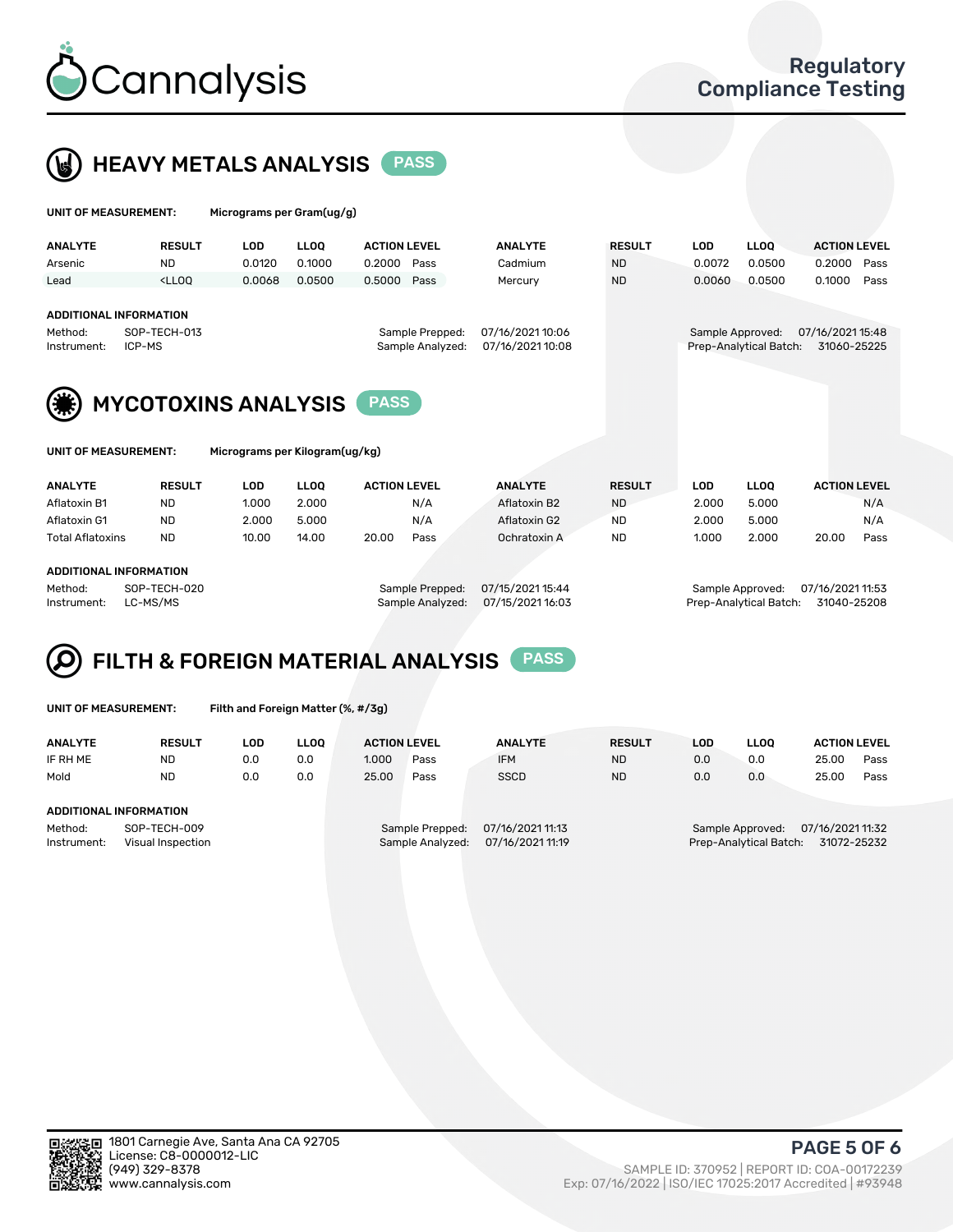# Cannalysis

Regulatory Compliance Testing

## HEAVY METALS ANALYSIS PASS

**UNIT OF MEASUREMENT:** Micrograms per Gram(ug/g)

| ANALYTE | RESULT | LOD | LLOQ | ACTION LEVEL | | ANALYTE | RESULT | LOD | LLOQ | ACTION LEVEL | |
|---|---|---|---|---|---|---|---|---|---|---|---|
| Arsenic | ND | 0.0120 | 0.1000 | 0.2000 | Pass | Cadmium | ND | 0.0072 | 0.0500 | 0.2000 | Pass |
| Lead | <LLOQ | 0.0068 | 0.0500 | 0.5000 | Pass | Mercury | ND | 0.0060 | 0.0500 | 0.1000 | Pass |

**ADDITIONAL INFORMATION**

Method: SOP-TECH-013
Instrument: ICP-MS
Sample Prepped: 07/16/2021 10:06
Sample Analyzed: 07/16/2021 10:08
Sample Approved: 07/16/2021 15:48
Prep-Analytical Batch: 31060-25225

## MYCOTOXINS ANALYSIS PASS

**UNIT OF MEASUREMENT:** Micrograms per Kilogram(ug/kg)

| ANALYTE | RESULT | LOD | LLOQ | ACTION LEVEL | | ANALYTE | RESULT | LOD | LLOQ | ACTION LEVEL | |
|---|---|---|---|---|---|---|---|---|---|---|---|
| Aflatoxin B1 | ND | 1.000 | 2.000 | | N/A | Aflatoxin B2 | ND | 2.000 | 5.000 | | N/A |
| Aflatoxin G1 | ND | 2.000 | 5.000 | | N/A | Aflatoxin G2 | ND | 2.000 | 5.000 | | N/A |
| Total Aflatoxins | ND | 10.00 | 14.00 | 20.00 | Pass | Ochratoxin A | ND | 1.000 | 2.000 | 20.00 | Pass |

**ADDITIONAL INFORMATION**

Method: SOP-TECH-020
Instrument: LC-MS/MS
Sample Prepped: 07/15/2021 15:44
Sample Analyzed: 07/15/2021 16:03
Sample Approved: 07/16/2021 11:53
Prep-Analytical Batch: 31040-25208

## FILTH & FOREIGN MATERIAL ANALYSIS PASS

**UNIT OF MEASUREMENT:** Filth and Foreign Matter (%, #/3g)

| ANALYTE | RESULT | LOD | LLOQ | ACTION LEVEL | | ANALYTE | RESULT | LOD | LLOQ | ACTION LEVEL | |
|---|---|---|---|---|---|---|---|---|---|---|---|
| IF RH ME | ND | 0.0 | 0.0 | 1.000 | Pass | IFM | ND | 0.0 | 0.0 | 25.00 | Pass |
| Mold | ND | 0.0 | 0.0 | 25.00 | Pass | SSCD | ND | 0.0 | 0.0 | 25.00 | Pass |

**ADDITIONAL INFORMATION**

Method: SOP-TECH-009
Instrument: Visual Inspection
Sample Prepped: 07/16/2021 11:13
Sample Analyzed: 07/16/2021 11:19
Sample Approved: 07/16/2021 11:32
Prep-Analytical Batch: 31072-25232

1801 Carnegie Ave, Santa Ana CA 92705
License: C8-0000012-LIC
(949) 329-8378
www.cannalysis.com

SAMPLE ID: 370952 | REPORT ID: COA-00172239
Exp: 07/16/2022 | ISO/IEC 17025:2017 Accredited | #93948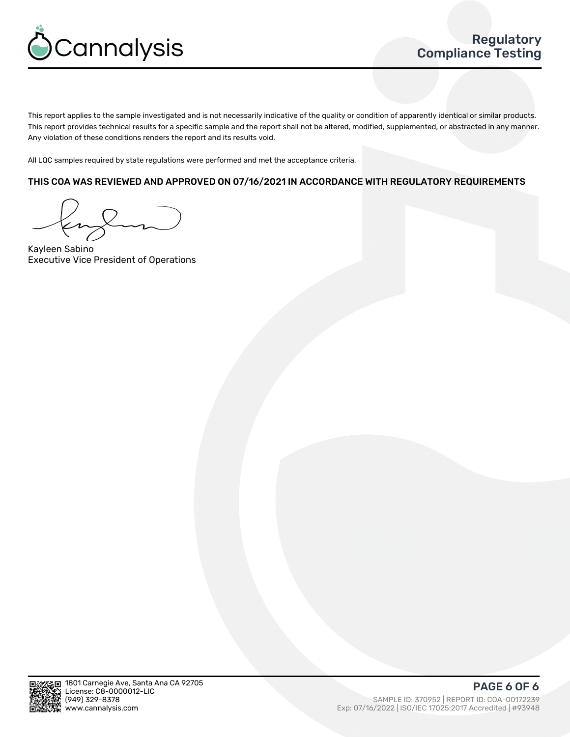This report applies to the sample investigated and is not necessarily indicative of the quality or condition of apparently identical or similar products. This report provides technical results for a specific sample and the report shall not be altered, modified, supplemented, or abstracted in any manner. Any violation of these conditions renders the report and its results void.

All LQC samples required by state regulations were performed and met the acceptance criteria.

**THIS COA WAS REVIEWED AND APPROVED ON 07/16/2021 IN ACCORDANCE WITH REGULATORY REQUIREMENTS**

Kayleen Sabino
Executive Vice President of Operations